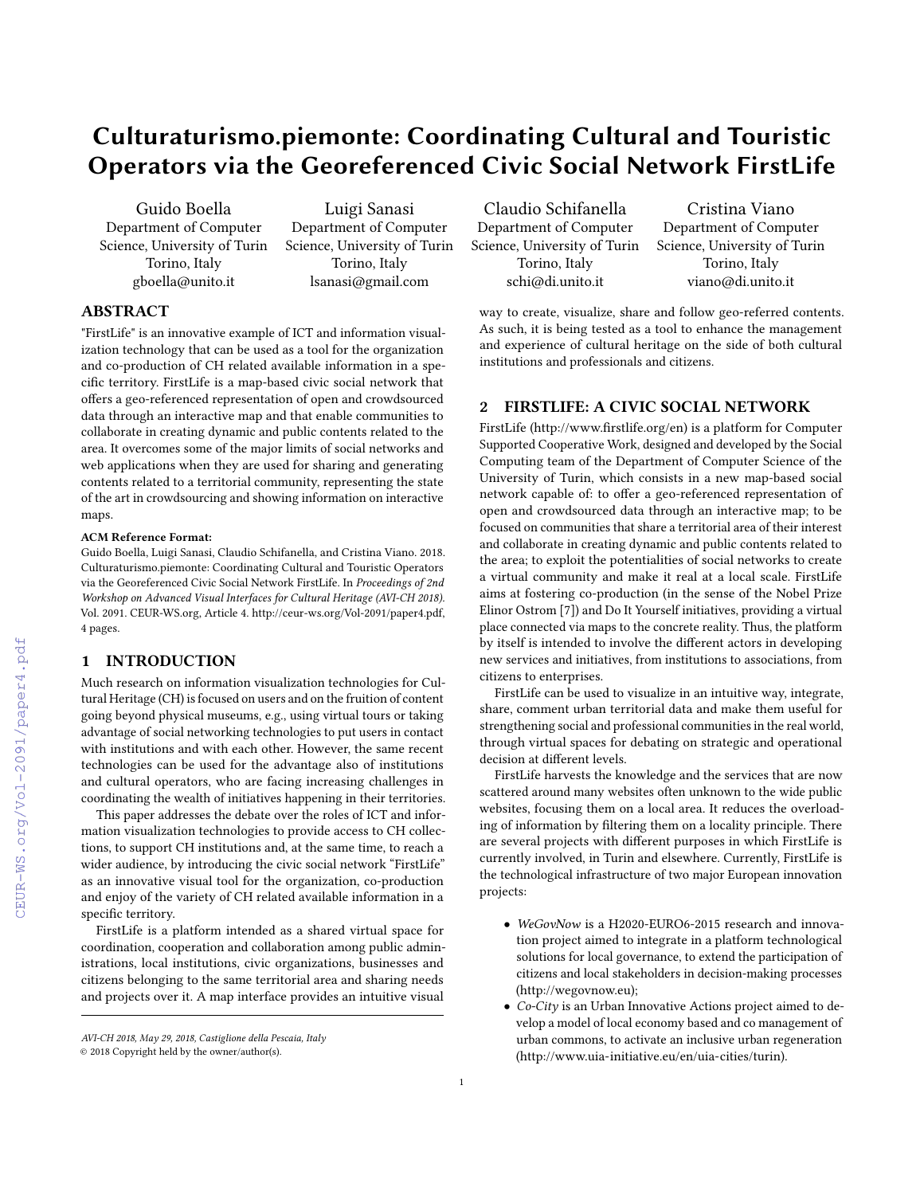# Culturaturismo.piemonte: Coordinating Cultural and Touristic Operators via the Georeferenced Civic Social Network FirstLife

Guido Boella
Department of Computer Science, University of Turin
Torino, Italy
gboella@unito.it

Luigi Sanasi
Department of Computer Science, University of Turin
Torino, Italy
lsanasi@gmail.com

Claudio Schifanella
Department of Computer Science, University of Turin
Torino, Italy
schi@di.unito.it

Cristina Viano
Department of Computer Science, University of Turin
Torino, Italy
viano@di.unito.it

## ABSTRACT

"FirstLife" is an innovative example of ICT and information visualization technology that can be used as a tool for the organization and co-production of CH related available information in a specific territory. FirstLife is a map-based civic social network that offers a geo-referenced representation of open and crowdsourced data through an interactive map and that enable communities to collaborate in creating dynamic and public contents related to the area. It overcomes some of the major limits of social networks and web applications when they are used for sharing and generating contents related to a territorial community, representing the state of the art in crowdsourcing and showing information on interactive maps.

**ACM Reference Format:**
Guido Boella, Luigi Sanasi, Claudio Schifanella, and Cristina Viano. 2018. Culturaturismo.piemonte: Coordinating Cultural and Touristic Operators via the Georeferenced Civic Social Network FirstLife. In *Proceedings of 2nd Workshop on Advanced Visual Interfaces for Cultural Heritage (AVI-CH 2018).* Vol. 2091. CEUR-WS.org, Article 4. http://ceur-ws.org/Vol-2091/paper4.pdf, 4 pages.

## 1 INTRODUCTION

Much research on information visualization technologies for Cultural Heritage (CH) is focused on users and on the fruition of content going beyond physical museums, e.g., using virtual tours or taking advantage of social networking technologies to put users in contact with institutions and with each other. However, the same recent technologies can be used for the advantage also of institutions and cultural operators, who are facing increasing challenges in coordinating the wealth of initiatives happening in their territories.

This paper addresses the debate over the roles of ICT and information visualization technologies to provide access to CH collections, to support CH institutions and, at the same time, to reach a wider audience, by introducing the civic social network "FirstLife" as an innovative visual tool for the organization, co-production and enjoy of the variety of CH related available information in a specific territory.

FirstLife is a platform intended as a shared virtual space for coordination, cooperation and collaboration among public administrations, local institutions, civic organizations, businesses and citizens belonging to the same territorial area and sharing needs and projects over it. A map interface provides an intuitive visual way to create, visualize, share and follow geo-referred contents. As such, it is being tested as a tool to enhance the management and experience of cultural heritage on the side of both cultural institutions and professionals and citizens.

*AVI-CH 2018, May 29, 2018, Castiglione della Pescaia, Italy*
© 2018 Copyright held by the owner/author(s).

## 2 FIRSTLIFE: A CIVIC SOCIAL NETWORK

FirstLife (http://www.firstlife.org/en) is a platform for Computer Supported Cooperative Work, designed and developed by the Social Computing team of the Department of Computer Science of the University of Turin, which consists in a new map-based social network capable of: to offer a geo-referenced representation of open and crowdsourced data through an interactive map; to be focused on communities that share a territorial area of their interest and collaborate in creating dynamic and public contents related to the area; to exploit the potentialities of social networks to create a virtual community and make it real at a local scale. FirstLife aims at fostering co-production (in the sense of the Nobel Prize Elinor Ostrom [7]) and Do It Yourself initiatives, providing a virtual place connected via maps to the concrete reality. Thus, the platform by itself is intended to involve the different actors in developing new services and initiatives, from institutions to associations, from citizens to enterprises.

FirstLife can be used to visualize in an intuitive way, integrate, share, comment urban territorial data and make them useful for strengthening social and professional communities in the real world, through virtual spaces for debating on strategic and operational decision at different levels.

FirstLife harvests the knowledge and the services that are now scattered around many websites often unknown to the wide public websites, focusing them on a local area. It reduces the overloading of information by filtering them on a locality principle. There are several projects with different purposes in which FirstLife is currently involved, in Turin and elsewhere. Currently, FirstLife is the technological infrastructure of two major European innovation projects:

- *WeGovNow* is a H2020-EURO6-2015 research and innovation project aimed to integrate in a platform technological solutions for local governance, to extend the participation of citizens and local stakeholders in decision-making processes (http://wegovnow.eu);
- *Co-City* is an Urban Innovative Actions project aimed to develop a model of local economy based and co management of urban commons, to activate an inclusive urban regeneration (http://www.uia-initiative.eu/en/uia-cities/turin).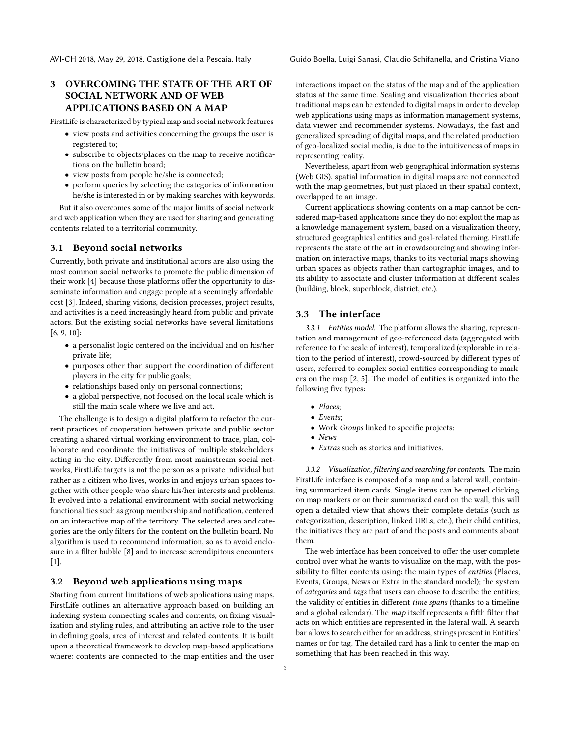## 3 OVERCOMING THE STATE OF THE ART OF SOCIAL NETWORK AND OF WEB APPLICATIONS BASED ON A MAP

FirstLife is characterized by typical map and social network features

- view posts and activities concerning the groups the user is registered to;
- subscribe to objects/places on the map to receive notifications on the bulletin board;
- view posts from people he/she is connected;
- perform queries by selecting the categories of information he/she is interested in or by making searches with keywords.

But it also overcomes some of the major limits of social network and web application when they are used for sharing and generating contents related to a territorial community.

### 3.1 Beyond social networks

Currently, both private and institutional actors are also using the most common social networks to promote the public dimension of their work [4] because those platforms offer the opportunity to disseminate information and engage people at a seemingly affordable cost [3]. Indeed, sharing visions, decision processes, project results, and activities is a need increasingly heard from public and private actors. But the existing social networks have several limitations [6, 9, 10]:

- a personalist logic centered on the individual and on his/her private life;
- purposes other than support the coordination of different players in the city for public goals;
- relationships based only on personal connections;
- a global perspective, not focused on the local scale which is still the main scale where we live and act.

The challenge is to design a digital platform to refactor the current practices of cooperation between private and public sector creating a shared virtual working environment to trace, plan, collaborate and coordinate the initiatives of multiple stakeholders acting in the city. Differently from most mainstream social networks, FirstLife targets is not the person as a private individual but rather as a citizen who lives, works in and enjoys urban spaces together with other people who share his/her interests and problems. It evolved into a relational environment with social networking functionalities such as group membership and notification, centered on an interactive map of the territory. The selected area and categories are the only filters for the content on the bulletin board. No algorithm is used to recommend information, so as to avoid enclosure in a filter bubble [8] and to increase serendipitous encounters [1].

### 3.2 Beyond web applications using maps

Starting from current limitations of web applications using maps, FirstLife outlines an alternative approach based on building an indexing system connecting scales and contents, on fixing visualization and styling rules, and attributing an active role to the user in defining goals, area of interest and related contents. It is built upon a theoretical framework to develop map-based applications where: contents are connected to the map entities and the user interactions impact on the status of the map and of the application status at the same time. Scaling and visualization theories about traditional maps can be extended to digital maps in order to develop web applications using maps as information management systems, data viewer and recommender systems. Nowadays, the fast and generalized spreading of digital maps, and the related production of geo-localized social media, is due to the intuitiveness of maps in representing reality.

Nevertheless, apart from web geographical information systems (Web GIS), spatial information in digital maps are not connected with the map geometries, but just placed in their spatial context, overlapped to an image.

Current applications showing contents on a map cannot be considered map-based applications since they do not exploit the map as a knowledge management system, based on a visualization theory, structured geographical entities and goal-related theming. FirstLife represents the state of the art in crowdsourcing and showing information on interactive maps, thanks to its vectorial maps showing urban spaces as objects rather than cartographic images, and to its ability to associate and cluster information at different scales (building, block, superblock, district, etc.).

### 3.3 The interface

*3.3.1 Entities model.* The platform allows the sharing, representation and management of geo-referenced data (aggregated with reference to the scale of interest), temporalized (explorable in relation to the period of interest), crowd-sourced by different types of users, referred to complex social entities corresponding to markers on the map [2, 5]. The model of entities is organized into the following five types:

- *Places*;
- *Events*;
- Work *Groups* linked to specific projects;
- *News*
- *Extras* such as stories and initiatives.

*3.3.2 Visualization, filtering and searching for contents.* The main FirstLife interface is composed of a map and a lateral wall, containing summarized item cards. Single items can be opened clicking on map markers or on their summarized card on the wall, this will open a detailed view that shows their complete details (such as categorization, description, linked URLs, etc.), their child entities, the initiatives they are part of and the posts and comments about them.

The web interface has been conceived to offer the user complete control over what he wants to visualize on the map, with the possibility to filter contents using: the main types of *entities* (Places, Events, Groups, News or Extra in the standard model); the system of *categories* and *tags* that users can choose to describe the entities; the validity of entities in different *time spans* (thanks to a timeline and a global calendar). The *map* itself represents a fifth filter that acts on which entities are represented in the lateral wall. A search bar allows to search either for an address, strings present in Entities' names or for tag. The detailed card has a link to center the map on something that has been reached in this way.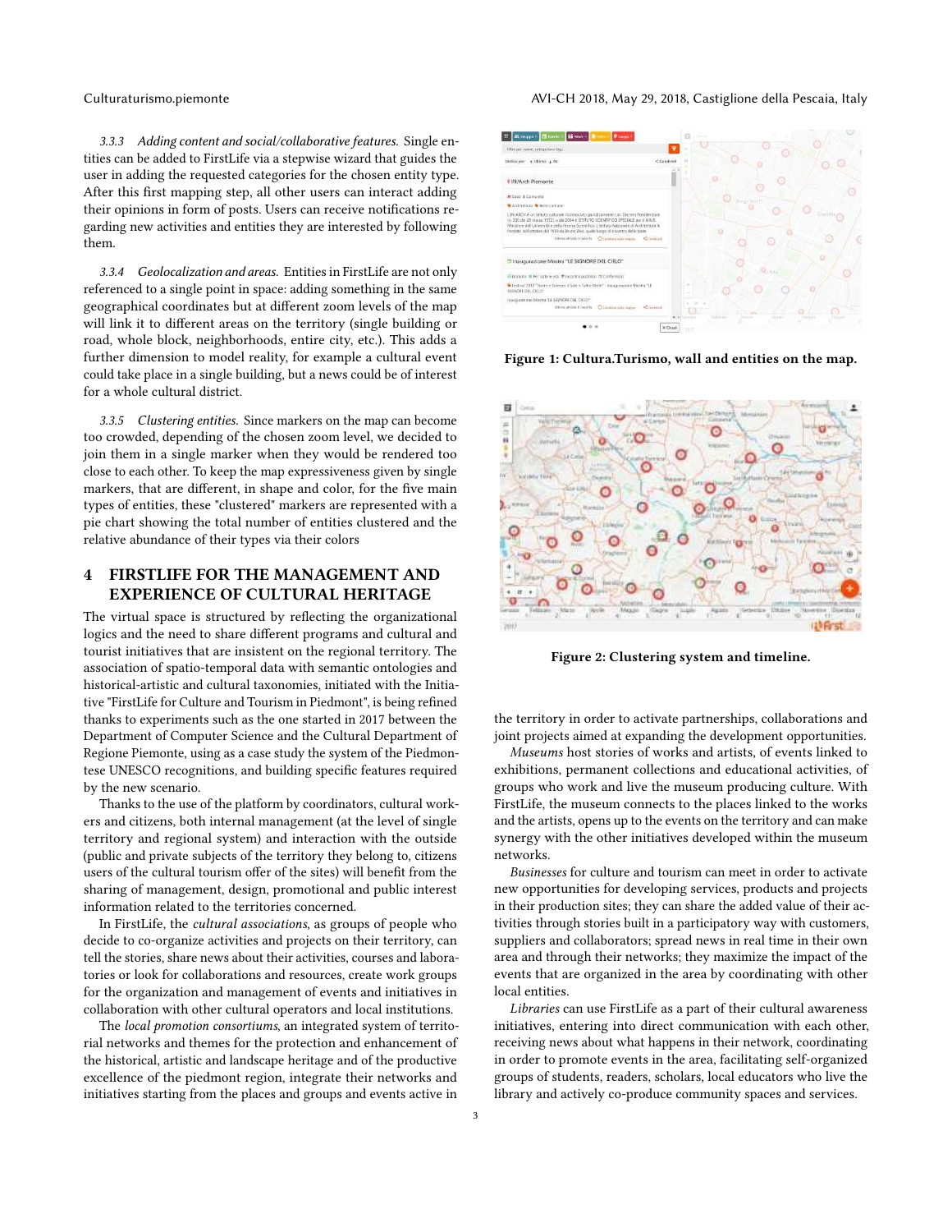#### 3.3.3 *Adding content and social/collaborative features.*

Single entities can be added to FirstLife via a stepwise wizard that guides the user in adding the requested categories for the chosen entity type. After this first mapping step, all other users can interact adding their opinions in form of posts. Users can receive notifications regarding new activities and entities they are interested by following them.

#### 3.3.4 *Geolocalization and areas.*

Entities in FirstLife are not only referenced to a single point in space: adding something in the same geographical coordinates that map will link it to different areas on the territory (single building or road, whole block, neighborhoods, entire city, etc.). This adds a further dimension to model reality, for example a cultural event could take place in a single building, but a news could be of interest for a whole cultural district.

#### 3.3.5 *Clustering entities.*

Since markers on the map can become too crowded, depending of the chosen zoom level, we decided to join them in a single marker when they would be rendered too close to each other. To keep the map expressiveness given by single markers, that are different, in shape and color, for the five main types of entities, these "clustered" markers are represented with a pie chart showing the total number of entities clustered and the relative abundance of their types via their colors

## 4 FIRSTLIFE FOR THE MANAGEMENT AND EXPERIENCE OF CULTURAL HERITAGE

The virtual space is structured by reflecting the organizational logics and the need to share different programs and cultural and tourist initiatives that are insistent on the regional territory. The association of spatio-temporal data with semantic ontologies and historical-artistic and cultural taxonomies, initiated with the Initiative "FirstLife for Culture and Tourism in Piedmont", is being refined thanks to experiments such as the one started in 2017 between the Department of Computer Science and the Cultural Department of Regione Piemonte, using as a case study the system of the Piedmontese UNESCO recognitions, and building specific features required by the new scenario.

Thanks to the use of the platform by coordinators, cultural workers and citizens, both internal management (at the level of single territory and regional system) and interaction with the outside (public and private subjects of the territory they belong to, citizens users of the cultural tourism offer of the sites) will benefit from the sharing of management, design, promotional and public interest information related to the territories concerned.

In FirstLife, the *cultural associations*, as groups of people who decide to co-organize activities and projects on their territory, can tell the stories, share news about their activities, courses and laboratories or look for collaborations and resources, create work groups for the organization and management of events and initiatives in collaboration with other cultural operators and local institutions.

The *local promotion consortiums*, an integrated system of territorial networks and themes for the protection and enhancement of the historical, artistic and landscape heritage and of the productive excellence of the piedmont region, integrate their networks and initiatives starting from the places and groups and events active in the territory in order to activate partnerships, collaborations and joint projects aimed at expanding the development opportunities.

Figure 1: Cultura.Turismo, wall and entities on the map.

Figure 2: Clustering system and timeline.

*Museums* host stories of works and artists, of events linked to exhibitions, permanent collections and educational activities, of groups who work and live the museum producing culture. With FirstLife, the museum connects to the places linked to the works and the artists, opens up to the events on the territory and can make synergy with the other initiatives developed within the museum networks.

*Businesses* for culture and tourism can meet in order to activate new opportunities for developing services, products and projects in their production sites; they can share the added value of their activities through stories built in a participatory way with customers, suppliers and collaborators; spread news in real time in their own area and through their networks; they maximize the impact of the events that are organized in the area by coordinating with other local entities.

*Libraries* can use FirstLife as a part of their cultural awareness initiatives, entering into direct communication with each other, receiving news about what happens in their network, coordinating in order to promote events in the area, facilitating self-organized groups of students, readers, scholars, local educators who live the library and actively co-produce community spaces and services.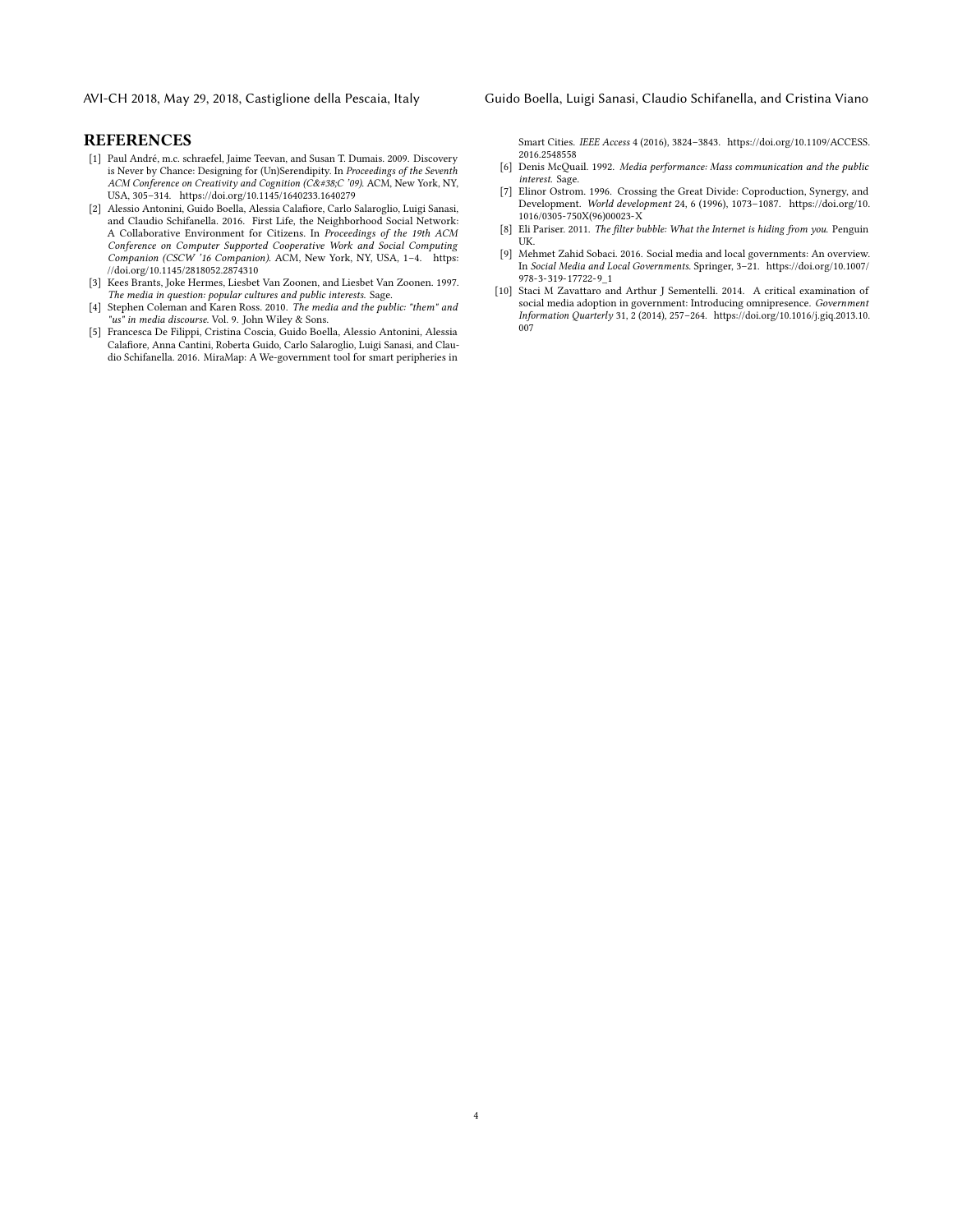## REFERENCES

[1] Paul André, m.c. schraefel, Jaime Teevan, and Susan T. Dumais. 2009. Discovery is Never by Chance: Designing for (Un)Serendipity. In *Proceedings of the Seventh ACM Conference on Creativity and Cognition (C&#38;C '09)*. ACM, New York, NY, USA, 305–314. https://doi.org/10.1145/1640233.1640279

[2] Alessio Antonini, Guido Boella, Alessia Calafiore, Carlo Salaroglio, Luigi Sanasi, and Claudio Schifanella. 2016. First Life, the Neighborhood Social Network: A Collaborative Environment for Citizens. In *Proceedings of the 19th ACM Conference on Computer Supported Cooperative Work and Social Computing Companion (CSCW '16 Companion)*. ACM, New York, NY, USA, 1–4. https://doi.org/10.1145/2818052.2874310

[3] Kees Brants, Joke Hermes, Liesbet Van Zoonen, and Liesbet Van Zoonen. 1997. *The media in question: popular cultures and public interests*. Sage.

[4] Stephen Coleman and Karen Ross. 2010. *The media and the public: "them" and "us" in media discourse*. Vol. 9. John Wiley & Sons.

[5] Francesca De Filippi, Cristina Coscia, Guido Boella, Alessio Antonini, Alessia Calafiore, Anna Cantini, Roberta Guido, Carlo Salaroglio, Luigi Sanasi, and Claudio Schifanella. 2016. MiraMap: A We-government tool for smart peripheries in Smart Cities. *IEEE Access* 4 (2016), 3824–3843. https://doi.org/10.1109/ACCESS.2016.2548558

[6] Denis McQuail. 1992. *Media performance: Mass communication and the public interest*. Sage.

[7] Elinor Ostrom. 1996. Crossing the Great Divide: Coproduction, Synergy, and Development. *World development* 24, 6 (1996), 1073–1087. https://doi.org/10.1016/0305-750X(96)00023-X

[8] Eli Pariser. 2011. *The filter bubble: What the Internet is hiding from you*. Penguin UK.

[9] Mehmet Zahid Sobaci. 2016. Social media and local governments: An overview. In *Social Media and Local Governments*. Springer, 3–21. https://doi.org/10.1007/978-3-319-17722-9_1

[10] Staci M Zavattaro and Arthur J Sementelli. 2014. A critical examination of social media adoption in government: Introducing omnipresence. *Government Information Quarterly* 31, 2 (2014), 257–264. https://doi.org/10.1016/j.giq.2013.10.007